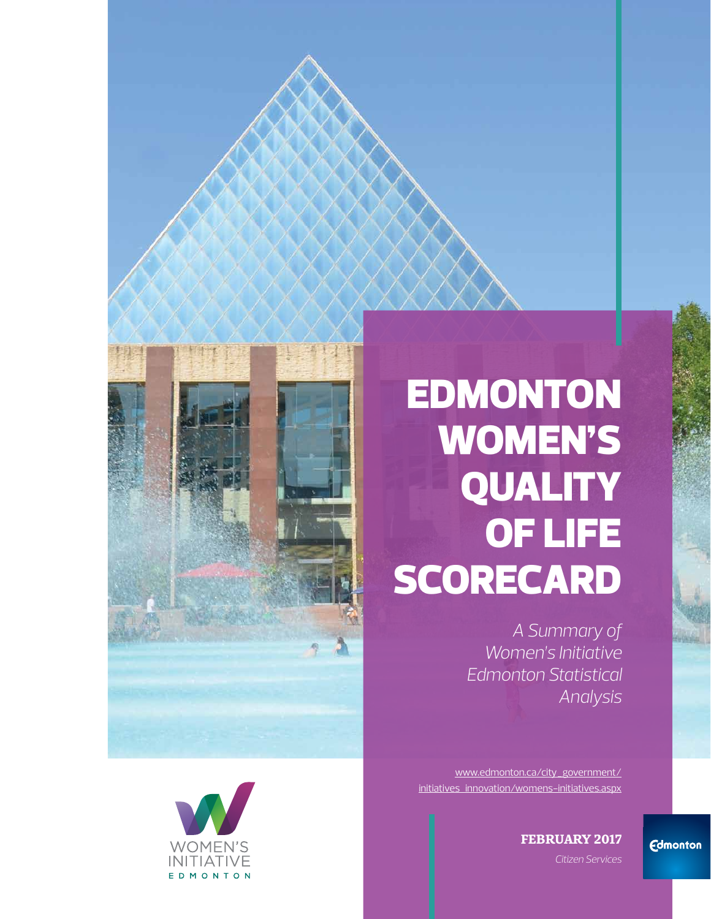# EDMONTON WOMEN'S QUALITY OF LIFE SCORECARD

*A Summary of Women's Initiative Edmonton Statistical Analysis*

www.edmonton.ca/city_government/initiatives_innovation/womens-initiatives.aspx

**FEBRUARY 2017**

*Citizen Services*

WOMEN'S INITIATIVE EDMONTON

Edmonton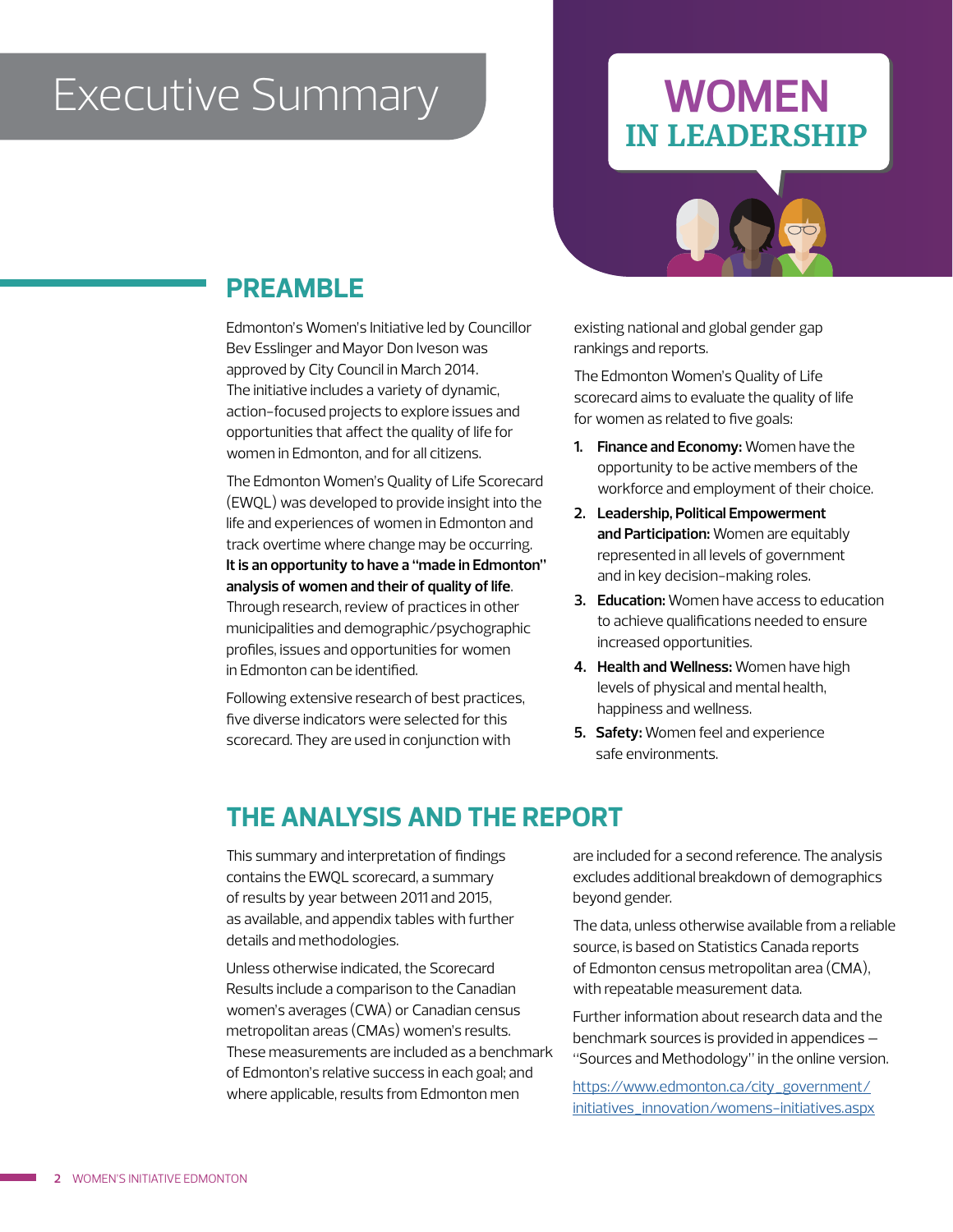# Executive Summary

**WOMEN IN LEADERSHIP**

## PREAMBLE

Edmonton's Women's Initiative led by Councillor Bev Esslinger and Mayor Don Iveson was approved by City Council in March 2014. The initiative includes a variety of dynamic, action-focused projects to explore issues and opportunities that affect the quality of life for women in Edmonton, and for all citizens.

The Edmonton Women's Quality of Life Scorecard (EWQL) was developed to provide insight into the life and experiences of women in Edmonton and track overtime where change may be occurring. **It is an opportunity to have a "made in Edmonton" analysis of women and their of quality of life**. Through research, review of practices in other municipalities and demographic/psychographic profiles, issues and opportunities for women in Edmonton can be identified.

Following extensive research of best practices, five diverse indicators were selected for this scorecard. They are used in conjunction with existing national and global gender gap rankings and reports.

The Edmonton Women's Quality of Life scorecard aims to evaluate the quality of life for women as related to five goals:

1. **Finance and Economy:** Women have the opportunity to be active members of the workforce and employment of their choice.
2. **Leadership, Political Empowerment and Participation:** Women are equitably represented in all levels of government and in key decision-making roles.
3. **Education:** Women have access to education to achieve qualifications needed to ensure increased opportunities.
4. **Health and Wellness:** Women have high levels of physical and mental health, happiness and wellness.
5. **Safety:** Women feel and experience safe environments.

## THE ANALYSIS AND THE REPORT

This summary and interpretation of findings contains the EWQL scorecard, a summary of results by year between 2011 and 2015, as available, and appendix tables with further details and methodologies.

Unless otherwise indicated, the Scorecard Results include a comparison to the Canadian women's averages (CWA) or Canadian census metropolitan areas (CMAs) women's results. These measurements are included as a benchmark of Edmonton's relative success in each goal; and where applicable, results from Edmonton men are included for a second reference. The analysis excludes additional breakdown of demographics beyond gender.

The data, unless otherwise available from a reliable source, is based on Statistics Canada reports of Edmonton census metropolitan area (CMA), with repeatable measurement data.

Further information about research data and the benchmark sources is provided in appendices – "Sources and Methodology" in the online version.

https://www.edmonton.ca/city_government/initiatives_innovation/womens-initiatives.aspx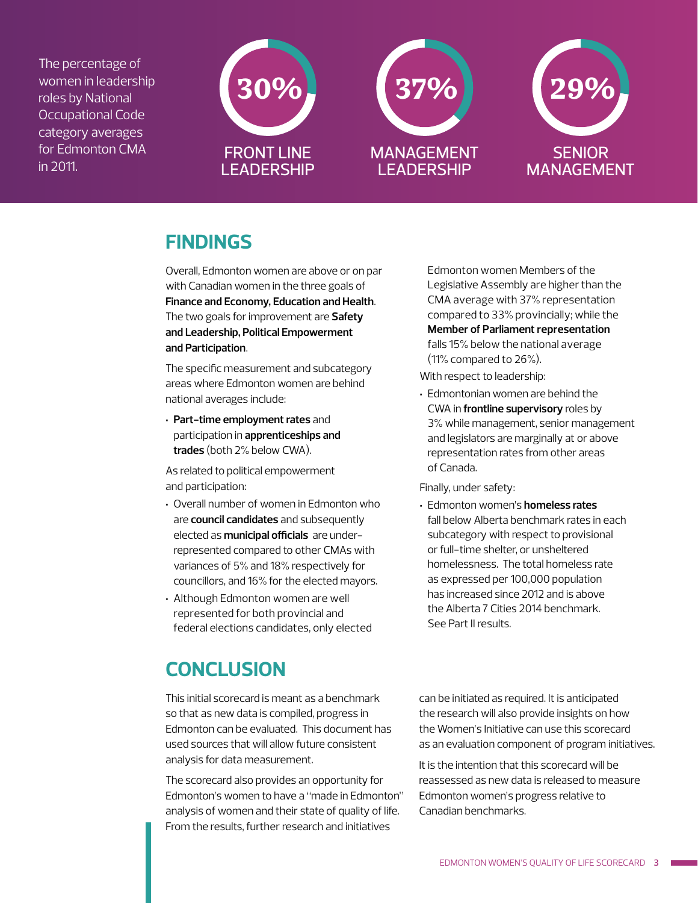The percentage of women in leadership roles by National Occupational Code category averages for Edmonton CMA in 2011.

**30%** FRONT LINE LEADERSHIP

**37%** MANAGEMENT LEADERSHIP

**29%** SENIOR MANAGEMENT

## FINDINGS

Overall, Edmonton women are above or on par with Canadian women in the three goals of **Finance and Economy, Education and Health**. The two goals for improvement are **Safety and Leadership, Political Empowerment and Participation**.

The specific measurement and subcategory areas where Edmonton women are behind national averages include:

- **Part-time employment rates** and participation in **apprenticeships and trades** (both 2% below CWA).

As related to political empowerment and participation:

- Overall number of women in Edmonton who are **council candidates** and subsequently elected as **municipal officials** are under-represented compared to other CMAs with variances of 5% and 18% respectively for councillors, and 16% for the elected mayors.
- Although Edmonton women are well represented for both provincial and federal elections candidates, only elected Edmonton women Members of the Legislative Assembly are higher than the CMA average with 37% representation compared to 33% provincially; while the **Member of Parliament representation** falls 15% below the national average (11% compared to 26%).

With respect to leadership:

- Edmontonian women are behind the CWA in **frontline supervisory** roles by 3% while management, senior management and legislators are marginally at or above representation rates from other areas of Canada.

Finally, under safety:

- Edmonton women's **homeless rates** fall below Alberta benchmark rates in each subcategory with respect to provisional or full-time shelter, or unsheltered homelessness. The total homeless rate as expressed per 100,000 population has increased since 2012 and is above the Alberta 7 Cities 2014 benchmark. See Part II results.

## CONCLUSION

This initial scorecard is meant as a benchmark so that as new data is compiled, progress in Edmonton can be evaluated. This document has used sources that will allow future consistent analysis for data measurement.

The scorecard also provides an opportunity for Edmonton's women to have a "made in Edmonton" analysis of women and their state of quality of life. From the results, further research and initiatives can be initiated as required. It is anticipated the research will also provide insights on how the Women's Initiative can use this scorecard as an evaluation component of program initiatives.

It is the intention that this scorecard will be reassessed as new data is released to measure Edmonton women's progress relative to Canadian benchmarks.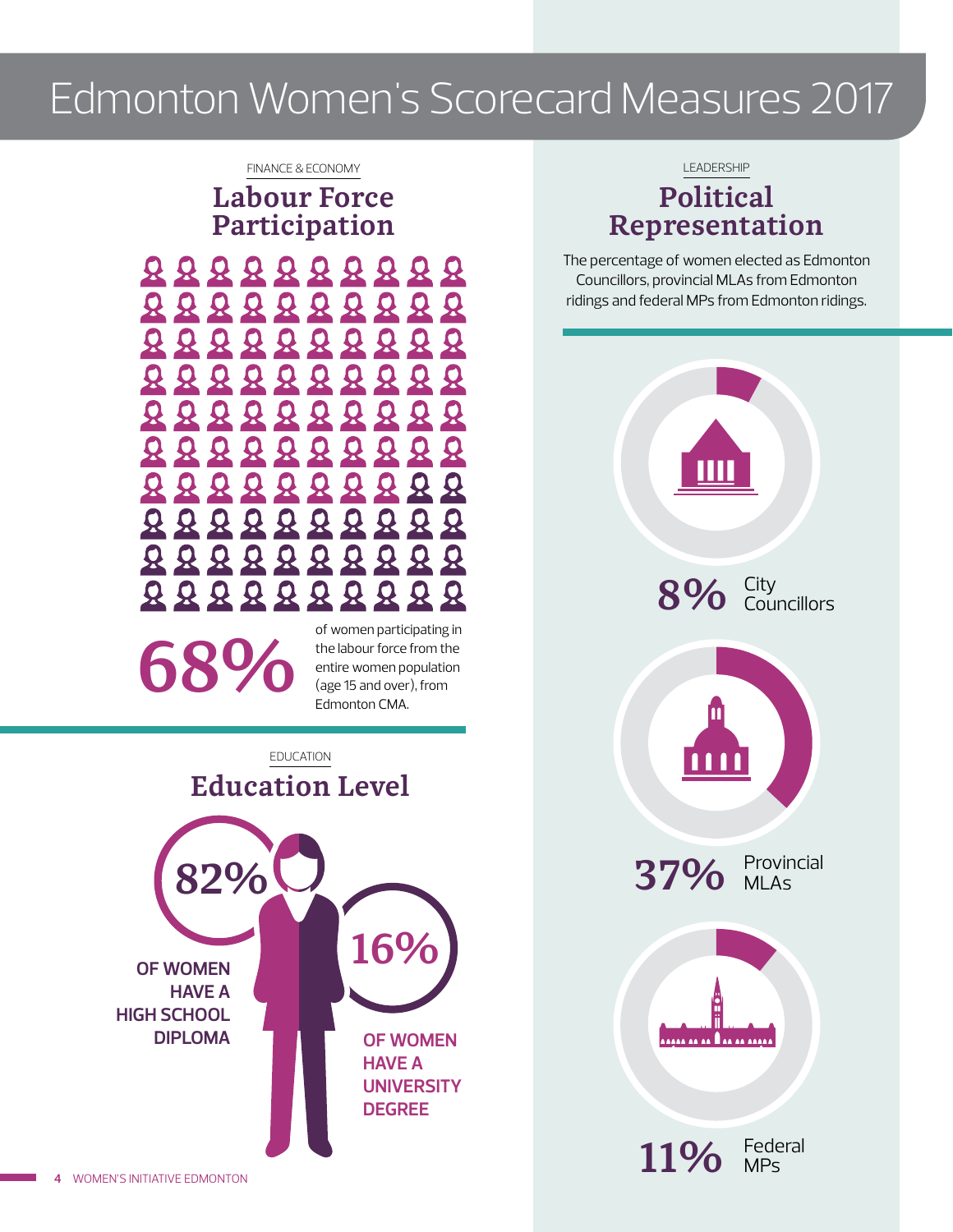# Edmonton Women's Scorecard Measures 2017

FINANCE & ECONOMY

## Labour Force Participation

**68%** of women participating in the labour force from the entire women population (age 15 and over), from Edmonton CMA.

EDUCATION

## Education Level

**82%** OF WOMEN HAVE A HIGH SCHOOL DIPLOMA

**16%** OF WOMEN HAVE A UNIVERSITY DEGREE

LEADERSHIP

## Political Representation

The percentage of women elected as Edmonton Councillors, provincial MLAs from Edmonton ridings and federal MPs from Edmonton ridings.

**8%** City Councillors

**37%** Provincial MLAs

**11%** Federal MPs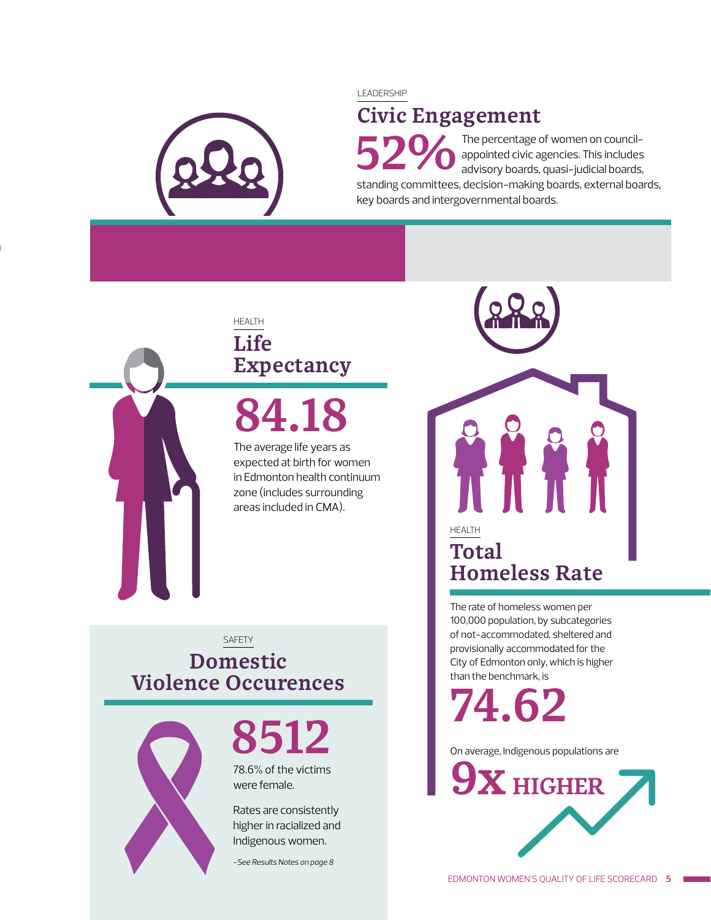LEADERSHIP

## Civic Engagement

**52%** The percentage of women on council-appointed civic agencies. This includes advisory boards, quasi-judicial boards, standing committees, decision-making boards, external boards, key boards and intergovernmental boards.

HEALTH

## Life Expectancy

**84.18**

The average life years as expected at birth for women in Edmonton health continuum zone (includes surrounding areas included in CMA).

SAFETY

## Domestic Violence Occurences

**8512**

78.6% of the victims were female.

Rates are consistently higher in racialized and Indigenous women.

*-See Results Notes on page 8*

HEALTH

## Total Homeless Rate

The rate of homeless women per 100,000 population, by subcategories of not-accommodated, sheltered and provisionally accommodated for the City of Edmonton only, which is higher than the benchmark, is

**74.62**

On average, Indigenous populations are

**9x HIGHER**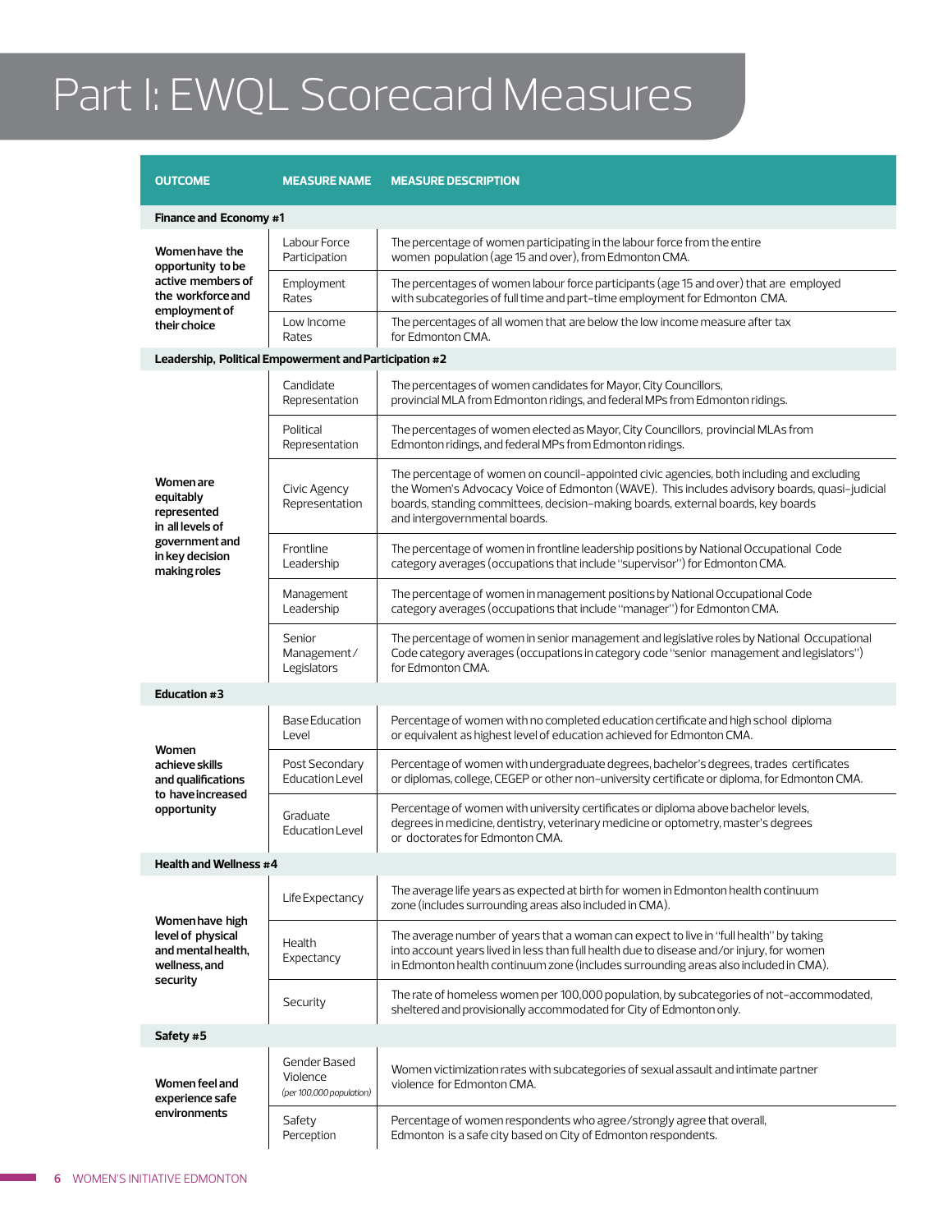# Part I: EWQL Scorecard Measures

| OUTCOME | MEASURE NAME | MEASURE DESCRIPTION |
|---|---|---|
| **Finance and Economy #1** | | |
| **Women have the opportunity to be active members of the workforce and employment of their choice** | Labour Force Participation | The percentage of women participating in the labour force from the entire women population (age 15 and over), from Edmonton CMA. |
| | Employment Rates | The percentages of women labour force participants (age 15 and over) that are employed with subcategories of full time and part-time employment for Edmonton CMA. |
| | Low Income Rates | The percentages of all women that are below the low income measure after tax for Edmonton CMA. |
| **Leadership, Political Empowerment and Participation #2** | | |
| **Women are equitably represented in all levels of government and in key decision making roles** | Candidate Representation | The percentages of women candidates for Mayor, City Councillors, provincial MLA from Edmonton ridings, and federal MPs from Edmonton ridings. |
| | Political Representation | The percentages of women elected as Mayor, City Councillors, provincial MLAs from Edmonton ridings, and federal MPs from Edmonton ridings. |
| | Civic Agency Representation | The percentage of women on council-appointed civic agencies, both including and excluding the Women's Advocacy Voice of Edmonton (WAVE). This includes advisory boards, quasi-judicial boards, standing committees, decision-making boards, external boards, key boards and intergovernmental boards. |
| | Frontline Leadership | The percentage of women in frontline leadership positions by National Occupational Code category averages (occupations that include "supervisor") for Edmonton CMA. |
| | Management Leadership | The percentage of women in management positions by National Occupational Code category averages (occupations that include "manager") for Edmonton CMA. |
| | Senior Management/ Legislators | The percentage of women in senior management and legislative roles by National Occupational Code category averages (occupations in category code "senior management and legislators") for Edmonton CMA. |
| **Education #3** | | |
| **Women achieve skills and qualifications to have increased opportunity** | Base Education Level | Percentage of women with no completed education certificate and high school diploma or equivalent as highest level of education achieved for Edmonton CMA. |
| | Post Secondary Education Level | Percentage of women with undergraduate degrees, bachelor's degrees, trades certificates or diplomas, college, CEGEP or other non-university certificate or diploma, for Edmonton CMA. |
| | Graduate Education Level | Percentage of women with university certificates or diploma above bachelor levels, degrees in medicine, dentistry, veterinary medicine or optometry, master's degrees or doctorates for Edmonton CMA. |
| **Health and Wellness #4** | | |
| **Women have high level of physical and mental health, wellness, and security** | Life Expectancy | The average life years as expected at birth for women in Edmonton health continuum zone (includes surrounding areas also included in CMA). |
| | Health Expectancy | The average number of years that a woman can expect to live in "full health" by taking into account years lived in less than full health due to disease and/or injury, for women in Edmonton health continuum zone (includes surrounding areas also included in CMA). |
| | Security | The rate of homeless women per 100,000 population, by subcategories of not-accommodated, sheltered and provisionally accommodated for City of Edmonton only. |
| **Safety #5** | | |
| **Women feel and experience safe environments** | Gender Based Violence *(per 100,000 population)* | Women victimization rates with subcategories of sexual assault and intimate partner violence for Edmonton CMA. |
| | Safety Perception | Percentage of women respondents who agree/strongly agree that overall, Edmonton is a safe city based on City of Edmonton respondents. |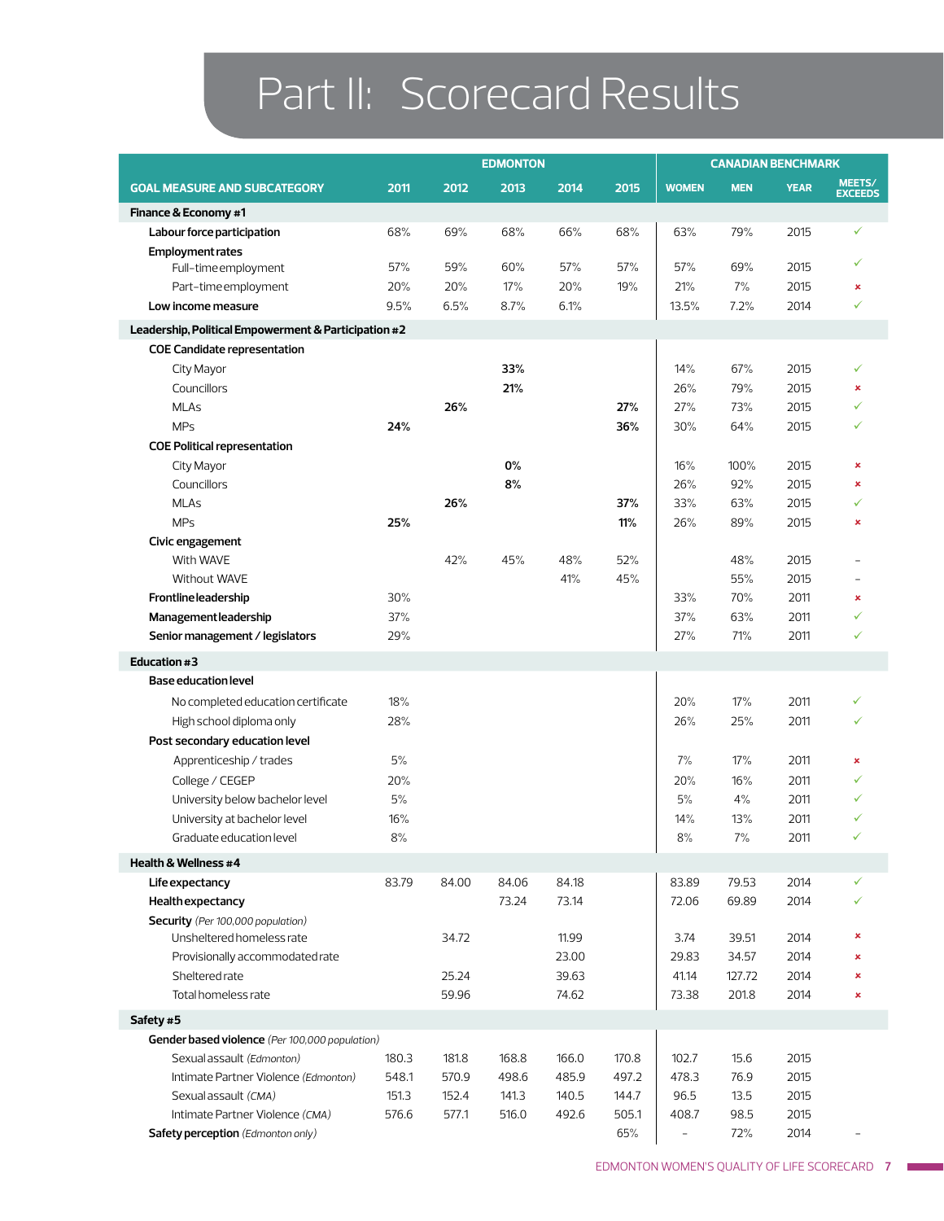# Part II: Scorecard Results

| GOAL MEASURE AND SUBCATEGORY | EDMONTON 2011 | 2012 | 2013 | 2014 | 2015 | CANADIAN BENCHMARK WOMEN | MEN | YEAR | MEETS/ EXCEEDS |
|---|---|---|---|---|---|---|---|---|---|
| **Finance & Economy #1** | | | | | | | | | |
| **Labour force participation** | 68% | 69% | 68% | 66% | 68% | 63% | 79% | 2015 | ✓ |
| **Employment rates** | | | | | | | | | |
| Full-time employment | 57% | 59% | 60% | 57% | 57% | 57% | 69% | 2015 | ✓ |
| Part-time employment | 20% | 20% | 17% | 20% | 19% | 21% | 7% | 2015 | × |
| **Low income measure** | 9.5% | 6.5% | 8.7% | 6.1% | | 13.5% | 7.2% | 2014 | ✓ |
| **Leadership, Political Empowerment & Participation #2** | | | | | | | | | |
| **COE Candidate representation** | | | | | | | | | |
| City Mayor | | | **33%** | | | 14% | 67% | 2015 | ✓ |
| Councillors | | | **21%** | | | 26% | 79% | 2015 | × |
| MLAs | | **26%** | | | **27%** | 27% | 73% | 2015 | ✓ |
| MPs | **24%** | | | | **36%** | 30% | 64% | 2015 | ✓ |
| **COE Political representation** | | | | | | | | | |
| City Mayor | | | **0%** | | | 16% | 100% | 2015 | × |
| Councillors | | | **8%** | | | 26% | 92% | 2015 | × |
| MLAs | | **26%** | | | **37%** | 33% | 63% | 2015 | ✓ |
| MPs | **25%** | | | | **11%** | 26% | 89% | 2015 | × |
| **Civic engagement** | | | | | | | | | |
| With WAVE | | 42% | 45% | 48% | 52% | | 48% | 2015 | – |
| Without WAVE | | | | 41% | 45% | | 55% | 2015 | – |
| **Frontline leadership** | 30% | | | | | 33% | 70% | 2011 | × |
| **Management leadership** | 37% | | | | | 37% | 63% | 2011 | ✓ |
| **Senior management / legislators** | 29% | | | | | 27% | 71% | 2011 | ✓ |
| **Education #3** | | | | | | | | | |
| **Base education level** | | | | | | | | | |
| No completed education certificate | 18% | | | | | 20% | 17% | 2011 | ✓ |
| High school diploma only | 28% | | | | | 26% | 25% | 2011 | ✓ |
| **Post secondary education level** | | | | | | | | | |
| Apprenticeship / trades | 5% | | | | | 7% | 17% | 2011 | × |
| College / CEGEP | 20% | | | | | 20% | 16% | 2011 | ✓ |
| University below bachelor level | 5% | | | | | 5% | 4% | 2011 | ✓ |
| University at bachelor level | 16% | | | | | 14% | 13% | 2011 | ✓ |
| Graduate education level | 8% | | | | | 8% | 7% | 2011 | ✓ |
| **Health & Wellness #4** | | | | | | | | | |
| **Life expectancy** | 83.79 | 84.00 | 84.06 | 84.18 | | 83.89 | 79.53 | 2014 | ✓ |
| **Health expectancy** | | | 73.24 | 73.14 | | 72.06 | 69.89 | 2014 | ✓ |
| **Security** *(Per 100,000 population)* | | | | | | | | | |
| Unsheltered homeless rate | | 34.72 | | 11.99 | | 3.74 | 39.51 | 2014 | × |
| Provisionally accommodated rate | | | | 23.00 | | 29.83 | 34.57 | 2014 | × |
| Sheltered rate | | 25.24 | | 39.63 | | 41.14 | 127.72 | 2014 | × |
| Total homeless rate | | 59.96 | | 74.62 | | 73.38 | 201.8 | 2014 | × |
| **Safety #5** | | | | | | | | | |
| **Gender based violence** *(Per 100,000 population)* | | | | | | | | | |
| Sexual assault *(Edmonton)* | 180.3 | 181.8 | 168.8 | 166.0 | 170.8 | 102.7 | 15.6 | 2015 | |
| Intimate Partner Violence *(Edmonton)* | 548.1 | 570.9 | 498.6 | 485.9 | 497.2 | 478.3 | 76.9 | 2015 | |
| Sexual assault *(CMA)* | 151.3 | 152.4 | 141.3 | 140.5 | 144.7 | 96.5 | 13.5 | 2015 | |
| Intimate Partner Violence *(CMA)* | 576.6 | 577.1 | 516.0 | 492.6 | 505.1 | 408.7 | 98.5 | 2015 | |
| **Safety perception** *(Edmonton only)* | | | | | 65% | – | 72% | 2014 | – |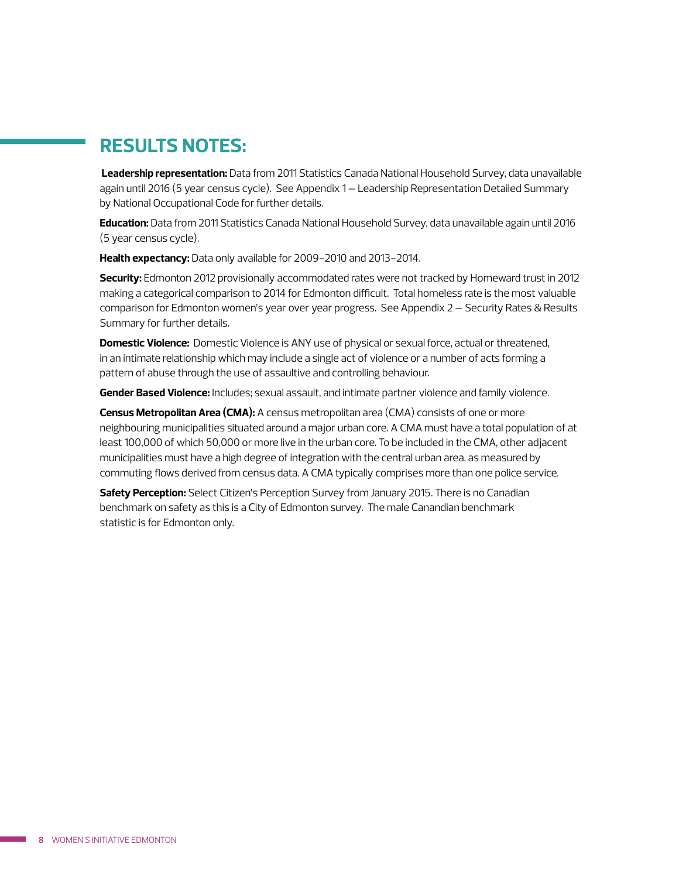## RESULTS NOTES:

**Leadership representation:** Data from 2011 Statistics Canada National Household Survey, data unavailable again until 2016 (5 year census cycle). See Appendix 1 – Leadership Representation Detailed Summary by National Occupational Code for further details.

**Education:** Data from 2011 Statistics Canada National Household Survey, data unavailable again until 2016 (5 year census cycle).

**Health expectancy:** Data only available for 2009-2010 and 2013-2014.

**Security:** Edmonton 2012 provisionally accommodated rates were not tracked by Homeward trust in 2012 making a categorical comparison to 2014 for Edmonton difficult. Total homeless rate is the most valuable comparison for Edmonton women's year over year progress. See Appendix 2 – Security Rates & Results Summary for further details.

**Domestic Violence:** Domestic Violence is ANY use of physical or sexual force, actual or threatened, in an intimate relationship which may include a single act of violence or a number of acts forming a pattern of abuse through the use of assaultive and controlling behaviour.

**Gender Based Violence:** Includes; sexual assault, and intimate partner violence and family violence.

**Census Metropolitan Area (CMA):** A census metropolitan area (CMA) consists of one or more neighbouring municipalities situated around a major urban core. A CMA must have a total population of at least 100,000 of which 50,000 or more live in the urban core. To be included in the CMA, other adjacent municipalities must have a high degree of integration with the central urban area, as measured by commuting flows derived from census data. A CMA typically comprises more than one police service.

**Safety Perception:** Select Citizen's Perception Survey from January 2015. There is no Canadian benchmark on safety as this is a City of Edmonton survey. The male Canandian benchmark statistic is for Edmonton only.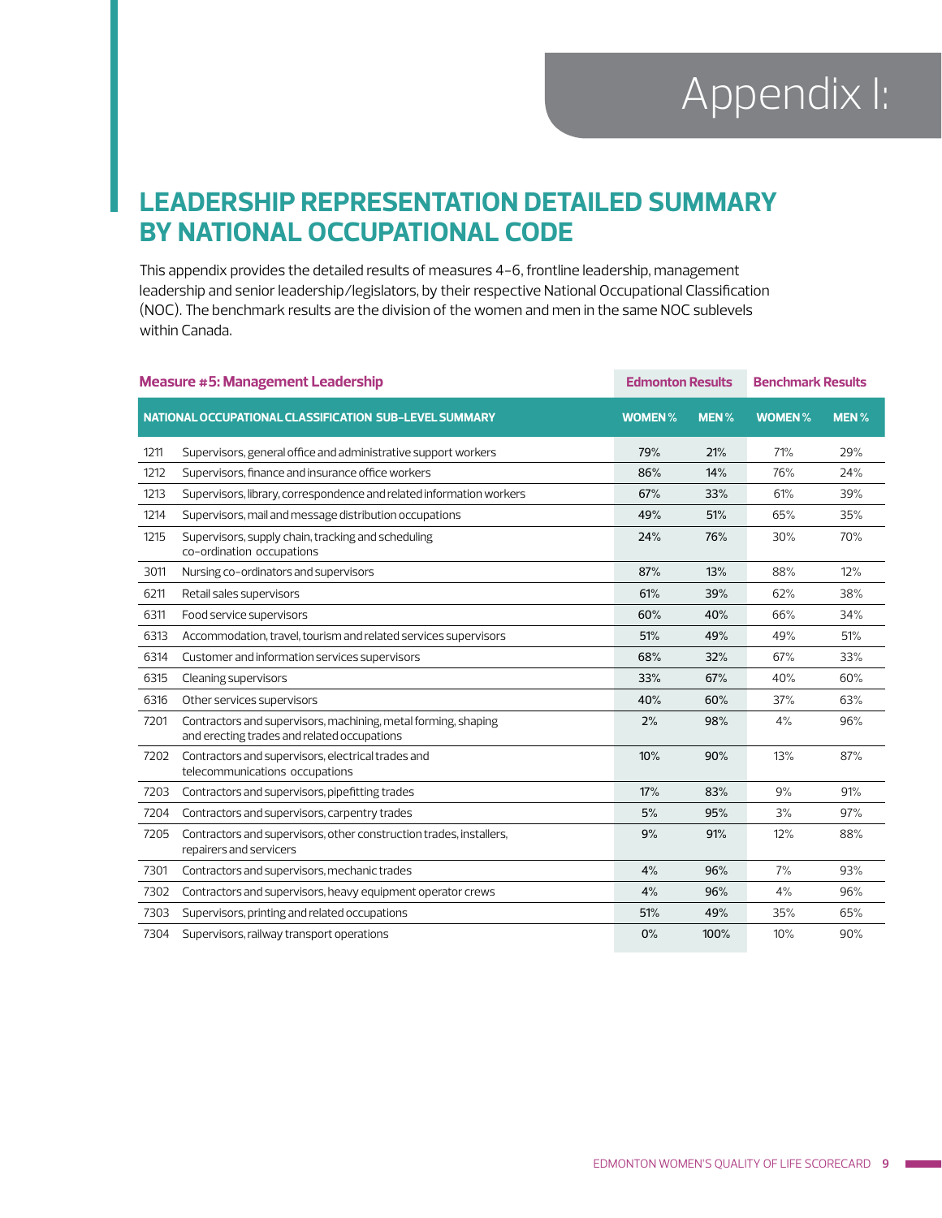# Appendix I:

## LEADERSHIP REPRESENTATION DETAILED SUMMARY BY NATIONAL OCCUPATIONAL CODE

This appendix provides the detailed results of measures 4-6, frontline leadership, management leadership and senior leadership/legislators, by their respective National Occupational Classification (NOC). The benchmark results are the division of the women and men in the same NOC sublevels within Canada.

| **Measure #5: Management Leadership** | | **Edmonton Results** | | **Benchmark Results** | |
|---|---|---|---|---|---|
| **NATIONAL OCCUPATIONAL CLASSIFICATION SUB-LEVEL SUMMARY** | | **WOMEN %** | **MEN %** | **WOMEN %** | **MEN %** |
| 1211 | Supervisors, general office and administrative support workers | 79% | 21% | 71% | 29% |
| 1212 | Supervisors, finance and insurance office workers | 86% | 14% | 76% | 24% |
| 1213 | Supervisors, library, correspondence and related information workers | 67% | 33% | 61% | 39% |
| 1214 | Supervisors, mail and message distribution occupations | 49% | 51% | 65% | 35% |
| 1215 | Supervisors, supply chain, tracking and scheduling co-ordination occupations | 24% | 76% | 30% | 70% |
| 3011 | Nursing co-ordinators and supervisors | 87% | 13% | 88% | 12% |
| 6211 | Retail sales supervisors | 61% | 39% | 62% | 38% |
| 6311 | Food service supervisors | 60% | 40% | 66% | 34% |
| 6313 | Accommodation, travel, tourism and related services supervisors | 51% | 49% | 49% | 51% |
| 6314 | Customer and information services supervisors | 68% | 32% | 67% | 33% |
| 6315 | Cleaning supervisors | 33% | 67% | 40% | 60% |
| 6316 | Other services supervisors | 40% | 60% | 37% | 63% |
| 7201 | Contractors and supervisors, machining, metal forming, shaping and erecting trades and related occupations | 2% | 98% | 4% | 96% |
| 7202 | Contractors and supervisors, electrical trades and telecommunications occupations | 10% | 90% | 13% | 87% |
| 7203 | Contractors and supervisors, pipefitting trades | 17% | 83% | 9% | 91% |
| 7204 | Contractors and supervisors, carpentry trades | 5% | 95% | 3% | 97% |
| 7205 | Contractors and supervisors, other construction trades, installers, repairers and servicers | 9% | 91% | 12% | 88% |
| 7301 | Contractors and supervisors, mechanic trades | 4% | 96% | 7% | 93% |
| 7302 | Contractors and supervisors, heavy equipment operator crews | 4% | 96% | 4% | 96% |
| 7303 | Supervisors, printing and related occupations | 51% | 49% | 35% | 65% |
| 7304 | Supervisors, railway transport operations | 0% | 100% | 10% | 90% |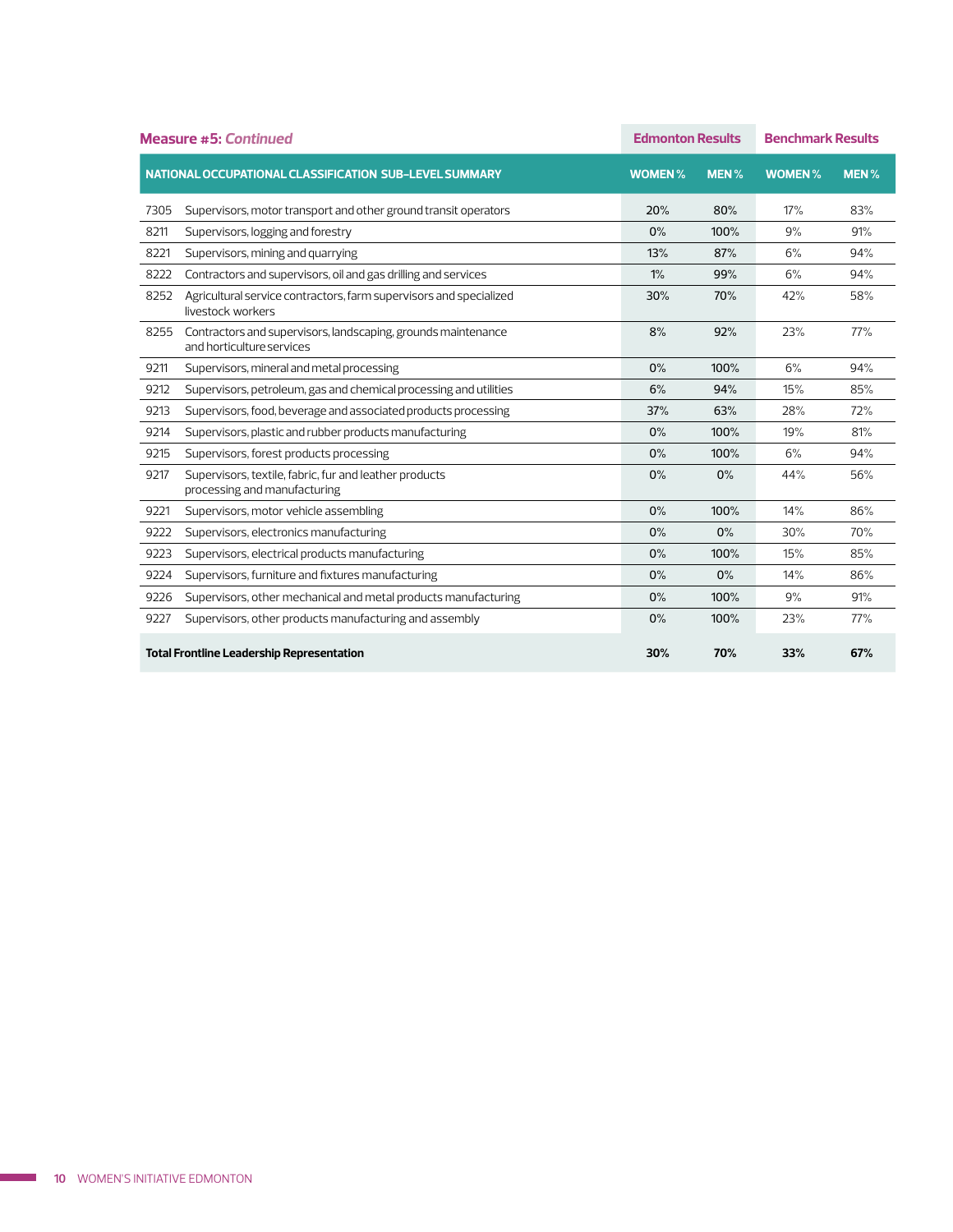## Measure #5: *Continued*

| NATIONAL OCCUPATIONAL CLASSIFICATION SUB-LEVEL SUMMARY | | Edmonton Results | | Benchmark Results | |
|---|---|---|---|---|---|
| | | **WOMEN %** | **MEN %** | **WOMEN %** | **MEN %** |
| 7305 | Supervisors, motor transport and other ground transit operators | 20% | 80% | 17% | 83% |
| 8211 | Supervisors, logging and forestry | 0% | 100% | 9% | 91% |
| 8221 | Supervisors, mining and quarrying | 13% | 87% | 6% | 94% |
| 8222 | Contractors and supervisors, oil and gas drilling and services | 1% | 99% | 6% | 94% |
| 8252 | Agricultural service contractors, farm supervisors and specialized livestock workers | 30% | 70% | 42% | 58% |
| 8255 | Contractors and supervisors, landscaping, grounds maintenance and horticulture services | 8% | 92% | 23% | 77% |
| 9211 | Supervisors, mineral and metal processing | 0% | 100% | 6% | 94% |
| 9212 | Supervisors, petroleum, gas and chemical processing and utilities | 6% | 94% | 15% | 85% |
| 9213 | Supervisors, food, beverage and associated products processing | 37% | 63% | 28% | 72% |
| 9214 | Supervisors, plastic and rubber products manufacturing | 0% | 100% | 19% | 81% |
| 9215 | Supervisors, forest products processing | 0% | 100% | 6% | 94% |
| 9217 | Supervisors, textile, fabric, fur and leather products processing and manufacturing | 0% | 0% | 44% | 56% |
| 9221 | Supervisors, motor vehicle assembling | 0% | 100% | 14% | 86% |
| 9222 | Supervisors, electronics manufacturing | 0% | 0% | 30% | 70% |
| 9223 | Supervisors, electrical products manufacturing | 0% | 100% | 15% | 85% |
| 9224 | Supervisors, furniture and fixtures manufacturing | 0% | 0% | 14% | 86% |
| 9226 | Supervisors, other mechanical and metal products manufacturing | 0% | 100% | 9% | 91% |
| 9227 | Supervisors, other products manufacturing and assembly | 0% | 100% | 23% | 77% |
| **Total Frontline Leadership Representation** | | **30%** | **70%** | **33%** | **67%** |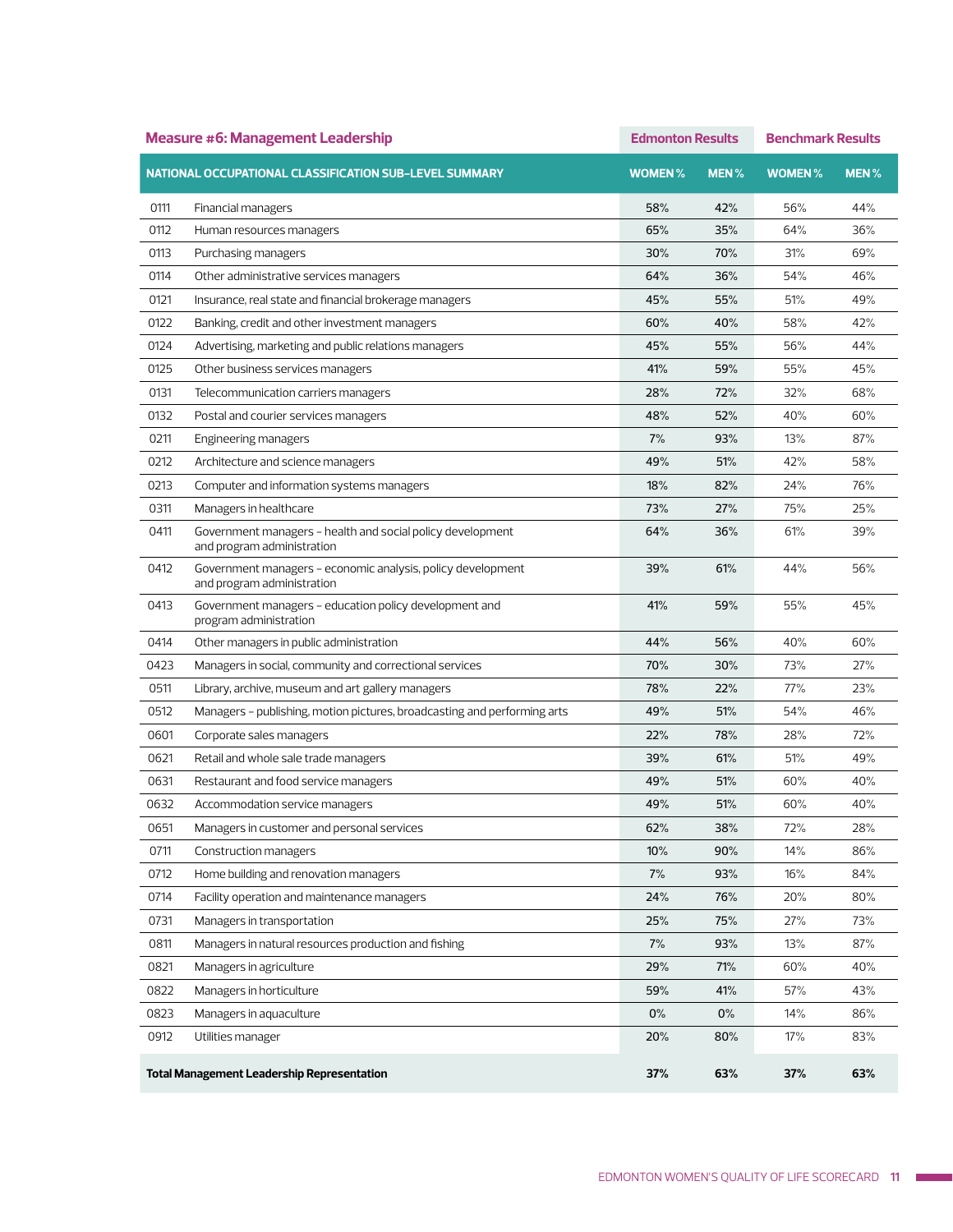## Measure #6: Management Leadership

| NATIONAL OCCUPATIONAL CLASSIFICATION SUB-LEVEL SUMMARY | | Edmonton Results | | Benchmark Results | |
|---|---|---|---|---|---|
| | | WOMEN % | MEN % | WOMEN % | MEN % |
| 0111 | Financial managers | 58% | 42% | 56% | 44% |
| 0112 | Human resources managers | 65% | 35% | 64% | 36% |
| 0113 | Purchasing managers | 30% | 70% | 31% | 69% |
| 0114 | Other administrative services managers | 64% | 36% | 54% | 46% |
| 0121 | Insurance, real state and financial brokerage managers | 45% | 55% | 51% | 49% |
| 0122 | Banking, credit and other investment managers | 60% | 40% | 58% | 42% |
| 0124 | Advertising, marketing and public relations managers | 45% | 55% | 56% | 44% |
| 0125 | Other business services managers | 41% | 59% | 55% | 45% |
| 0131 | Telecommunication carriers managers | 28% | 72% | 32% | 68% |
| 0132 | Postal and courier services managers | 48% | 52% | 40% | 60% |
| 0211 | Engineering managers | 7% | 93% | 13% | 87% |
| 0212 | Architecture and science managers | 49% | 51% | 42% | 58% |
| 0213 | Computer and information systems managers | 18% | 82% | 24% | 76% |
| 0311 | Managers in healthcare | 73% | 27% | 75% | 25% |
| 0411 | Government managers - health and social policy development and program administration | 64% | 36% | 61% | 39% |
| 0412 | Government managers - economic analysis, policy development and program administration | 39% | 61% | 44% | 56% |
| 0413 | Government managers - education policy development and program administration | 41% | 59% | 55% | 45% |
| 0414 | Other managers in public administration | 44% | 56% | 40% | 60% |
| 0423 | Managers in social, community and correctional services | 70% | 30% | 73% | 27% |
| 0511 | Library, archive, museum and art gallery managers | 78% | 22% | 77% | 23% |
| 0512 | Managers - publishing, motion pictures, broadcasting and performing arts | 49% | 51% | 54% | 46% |
| 0601 | Corporate sales managers | 22% | 78% | 28% | 72% |
| 0621 | Retail and whole sale trade managers | 39% | 61% | 51% | 49% |
| 0631 | Restaurant and food service managers | 49% | 51% | 60% | 40% |
| 0632 | Accommodation service managers | 49% | 51% | 60% | 40% |
| 0651 | Managers in customer and personal services | 62% | 38% | 72% | 28% |
| 0711 | Construction managers | 10% | 90% | 14% | 86% |
| 0712 | Home building and renovation managers | 7% | 93% | 16% | 84% |
| 0714 | Facility operation and maintenance managers | 24% | 76% | 20% | 80% |
| 0731 | Managers in transportation | 25% | 75% | 27% | 73% |
| 0811 | Managers in natural resources production and fishing | 7% | 93% | 13% | 87% |
| 0821 | Managers in agriculture | 29% | 71% | 60% | 40% |
| 0822 | Managers in horticulture | 59% | 41% | 57% | 43% |
| 0823 | Managers in aquaculture | 0% | 0% | 14% | 86% |
| 0912 | Utilities manager | 20% | 80% | 17% | 83% |
| **Total Management Leadership Representation** | | **37%** | **63%** | **37%** | **63%** |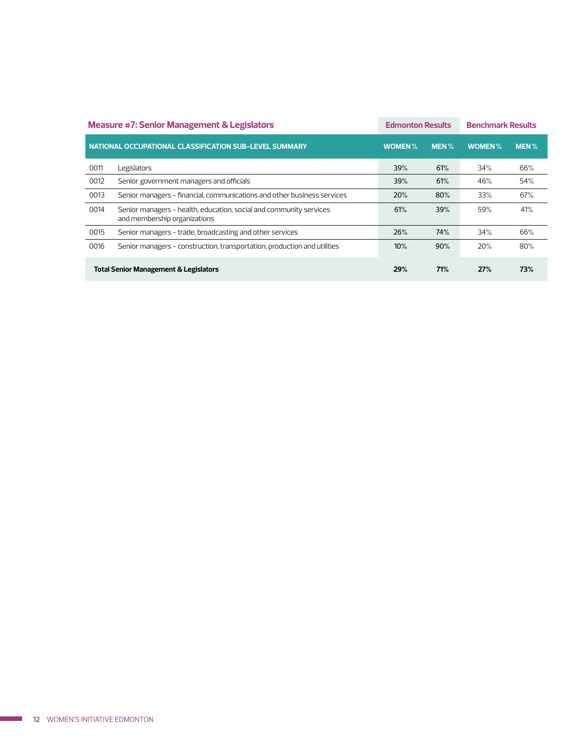| Measure #7: Senior Management & Legislators | | Edmonton Results | | Benchmark Results | |
|---|---|---|---|---|---|
| NATIONAL OCCUPATIONAL CLASSIFICATION SUB-LEVEL SUMMARY | | WOMEN % | MEN % | WOMEN % | MEN % |
| 0011 | Legislators | 39% | 61% | 34% | 66% |
| 0012 | Senior government managers and officials | 39% | 61% | 46% | 54% |
| 0013 | Senior managers – financial, communications and other business services | 20% | 80% | 33% | 67% |
| 0014 | Senior managers – health, education, social and community services and membership organizations | 61% | 39% | 59% | 41% |
| 0015 | Senior managers – trade, broadcasting and other services | 26% | 74% | 34% | 66% |
| 0016 | Senior managers – construction, transportation, production and utilities | 10% | 90% | 20% | 80% |
| **Total Senior Management & Legislators** | | **29%** | **71%** | **27%** | **73%** |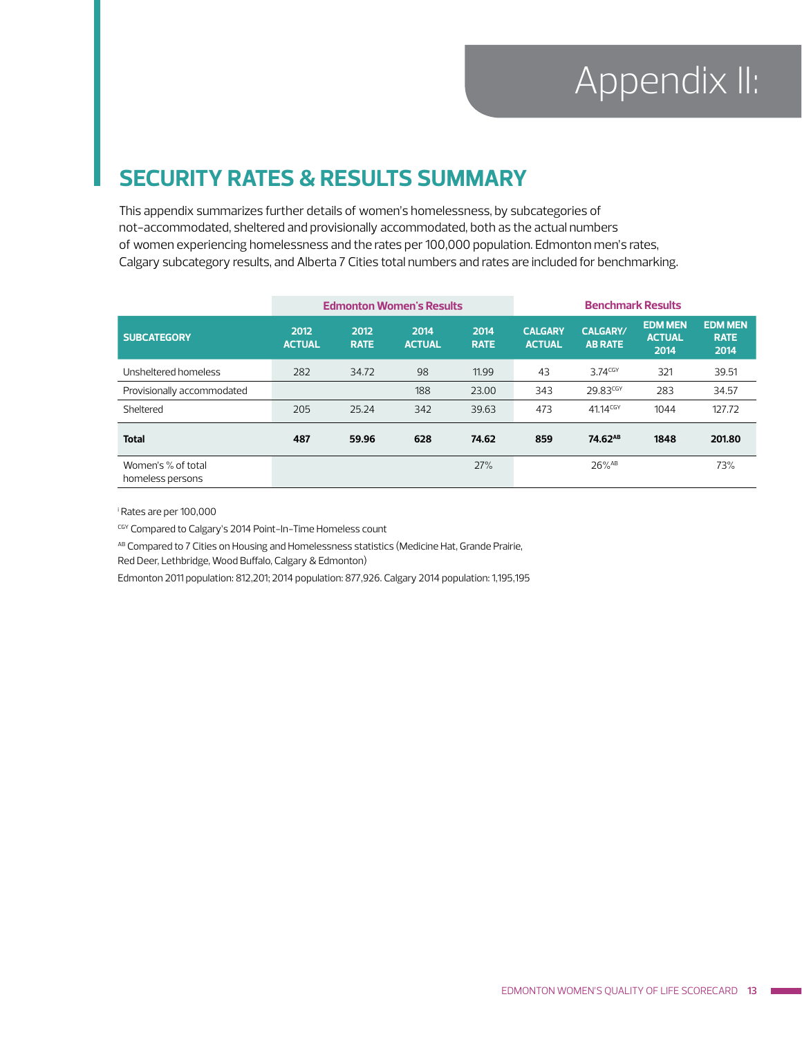# Appendix II:

## SECURITY RATES & RESULTS SUMMARY

This appendix summarizes further details of women's homelessness, by subcategories of not-accommodated, sheltered and provisionally accommodated, both as the actual numbers of women experiencing homelessness and the rates per 100,000 population. Edmonton men's rates, Calgary subcategory results, and Alberta 7 Cities total numbers and rates are included for benchmarking.

| | Edmonton Women's Results | | | | Benchmark Results | | | |
|---|---|---|---|---|---|---|---|---|
| **SUBCATEGORY** | **2012 ACTUAL** | **2012 RATE** | **2014 ACTUAL** | **2014 RATE** | **CALGARY ACTUAL** | **CALGARY/ AB RATE** | **EDM MEN ACTUAL 2014** | **EDM MEN RATE 2014** |
| Unsheltered homeless | 282 | 34.72 | 98 | 11.99 | 43 | 3.74[CGY] | 321 | 39.51 |
| Provisionally accommodated | | | 188 | 23.00 | 343 | 29.83[CGY] | 283 | 34.57 |
| Sheltered | 205 | 25.24 | 342 | 39.63 | 473 | 41.14[CGY] | 1044 | 127.72 |
| **Total** | **487** | **59.96** | **628** | **74.62** | **859** | **74.62[AB]** | **1848** | **201.80** |
| Women's % of total homeless persons | | | | 27% | | 26%[AB] | | 73% |

[i] Rates are per 100,000

[CGY] Compared to Calgary's 2014 Point-In-Time Homeless count

[AB] Compared to 7 Cities on Housing and Homelessness statistics (Medicine Hat, Grande Prairie, Red Deer, Lethbridge, Wood Buffalo, Calgary & Edmonton)

Edmonton 2011 population: 812,201; 2014 population: 877,926. Calgary 2014 population: 1,195,195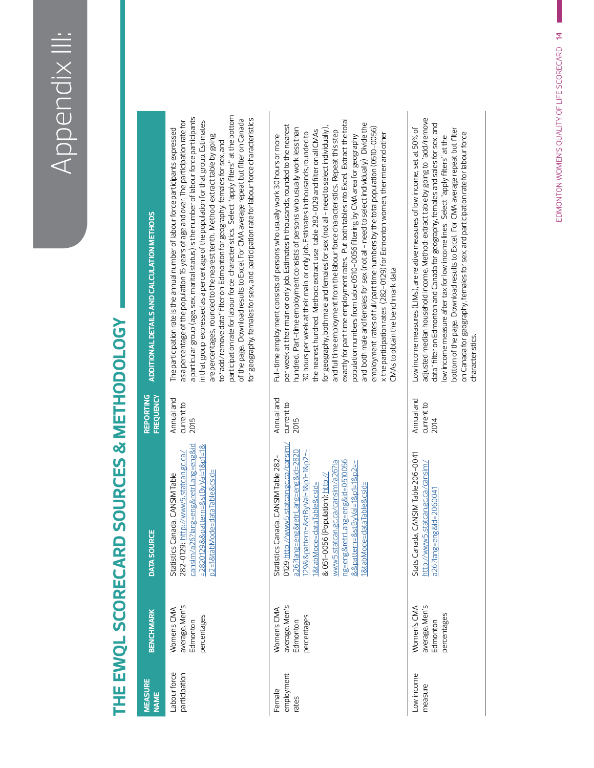# Appendix III:

## THE EWQL SCORECARD SOURCES & METHODOLOGY

| MEASURE NAME | BENCHMARK | DATA SOURCE | REPORTING FREQUENCY | ADDITIONAL DETAILS AND CALCULATION METHODS |
|---|---|---|---|---|
| Labour force participation | Women's CMA average. Men's Edmonton percentages | Statistics Canada, CANSIM Table 282-0129: http://www5.statcan.gc.ca/cansim/a26?lang=eng&retrLang=eng&id=2820129&&pattern=&stByVal=1&p1=1&p2=1&tabMode=dataTable&csid= | Annual and current to 2015 | The participation rate is the annual number of labour force participants expressed as a percentage of the population 15 years of age and over. The participation rate for a particular group (age, sex, marital status) is the number of labour force participants in that group expressed as a percentage of the population for that group. Estimates are percentages, rounded to the nearest tenth. Method: extract table by going to "add/remove data" filter on Edmonton for geography, females for sex, and participation rate for labour force characteristics. Select "apply filters" at the bottom of the page. Download results to Excel. For CMA average repeat but filter on Canada for geography, females for sex, and participation rate for labour force characteristics. |
| Female employment rates | Women's CMA average. Men's Edmonton percentages | Statistics Canada, CANSIM Table 282-0129: http://www5.statcan.gc.ca/cansim/a26?lang=eng&retrLang=eng&id=2820129&&pattern=&stByVal=1&p1=1&p2=-1&tabMode=dataTable&csid= & 051-0056 (Population): http://www5.statcan.gc.ca/cansim/a26?lang=eng&retrLang=eng&id=0510056&&pattern=&stByVal=1&p1=1&p2=-1&tabMode=dataTable&csid= | Annual and current to 2015 | Full-time employment consists of persons who usually work 30 hours or more per week at their main or only job. Estimates in thousands, rounded to the nearest hundred. Part-time employment consists of persons who usually work less than 30 hours per week at their main or only job. Estimates in thousands, rounded to the nearest hundred. Method: extract use table 282-0129 and filter on all CMAs for geography, both male and females for sex (not all - need to select individually), and full time employment from the labour force characteristics. Repeat this step exactly for part time employment rates. Put both tables into Excel. Extract the total population numbers from table 0510-0056 filtering by CMA area for geography and both male and females for sex (not all - need to select individually). Divide the employment rates of full/part time numbers by the total population (0510-0056) x the participation rates (282-0129) for Edmonton women, then men and other CMAs to obtain the benchmark data. |
| Low income measure | Women's CMA average. Men's Edmonton percentages | Stats Canada, CANSIM Table 206-0041 http://www5.statcan.gc.ca/cansim/a26?lang=eng&id=2060041 | Annual and current to 2014 | Low income measures (LIMs) are relative measures of low income, set at 50% of adjusted median household income. Method: extract table by going to "add/remove data" filter on Edmonton and Canada for geography, females and sales for sex, and low income measure after tax for low income lines. Select "apply filters" at the bottom of the page. Download results to Excel. For CMA average repeat but filter on Canada for geography, females for sex, and participation rate for labour force characteristics. |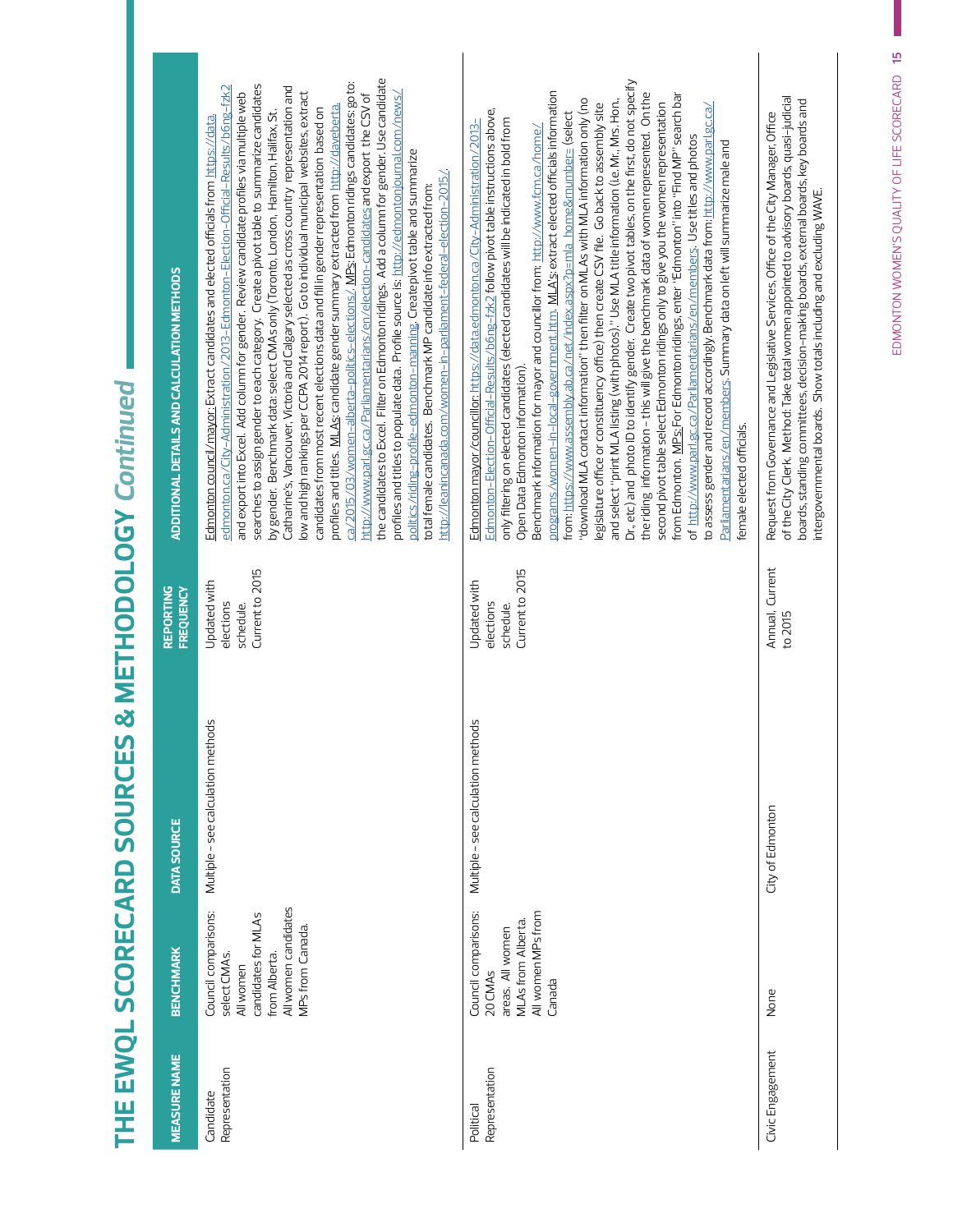# THE EWQL SCORECARD SOURCES & METHODOLOGY *Continued*

| MEASURE NAME | BENCHMARK | DATA SOURCE | REPORTING FREQUENCY | ADDITIONAL DETAILS AND CALCULATION METHODS |
|---|---|---|---|---|
| Candidate Representation | Council comparisons: select CMAs. All women candidates for MLAs from Alberta. All women candidates MPs from Canada. | Multiple – see calculation methods | Updated with elections schedule. Current to 2015 | Edmonton council/mayor: Extract candidates and elected officials from https://data.edmonton.ca/City-Administration/2013-Edmonton-Election-Official-Results/b6ng-fzk2 and export into Excel. Add column for gender. Review candidate profiles via multiple web searches to assign gender to each category. Create a pivot table to summarize candidates by gender. Benchmark data: select CMAs only (Toronto, London, Hamilton, Halifax, St. Catharine's, Vancouver, Victoria and Calgary selected as cross country representation and low and high rankings per CCPA 2014 report). Go to individual municipal websites, extract candidates from most recent elections data and fill in gender representation based on profiles and titles. MLAs: candidate gender summary extracted from http://daveberta.ca/2015/03/women-alberta-politics-elections/. MPs: Edmonton ridings candidates: go to: http://www.parl.gc.ca/Parliamentarians/en/election-candidates and export the CSV of the candidates to Excel. Filter on Edmonton ridings. Add a column for gender. Use candidate profiles and titles to populate data. Profile source is: http://edmontonjournal.com/news/politics/riding-profile-edmonton-manning. Create pivot table and summarize total female candidates. Benchmark MP candidate info extracted from: http://leanincanada.com/women-in-parliament-federal-election-2015/. |
| Political Representation | Council comparisons: 20 CMAs areas. All women MLAs from Alberta. All women MPs from Canada | Multiple – see calculation methods | Updated with elections schedule. Current to 2015 | Edmonton mayor/councillor: https://data.edmonton.ca/City-Administration/2013-Edmonton-Election-Official-Results/b6ng-fzk2 follow pivot table instructions above, only filtering on elected candidates (elected candidates will be indicated in bold from Open Data Edmonton information). Benchmark information for mayor and councillor from: http://www.fcm.ca/home/programs/women-in-local-government.htm. MLA's: extract elected officials information from: https://www.assembly.ab.ca/net/index.aspx?p=mla_home&rnumber= (select "download MLA contact information" then filter on MLAs with MLA information only (no legislature office or constituency office) then create CSV file. Go back to assembly site and select "print MLA listing (with photos)." Use MLA title information (i.e. Mr., Mrs. Hon., Dr., etc) and photo ID to identify gender. Create two pivot tables, on the first, do not specify the riding information – this will give the benchmark data of women represented. On the second pivot table select Edmonton ridings to give you the women representation from Edmonton. MPs: For Edmonton ridings, enter "Edmonton" into "Find MP" search bar of http://www.parl.gc.ca/Parliamentarians/en/members. Use titles and photos to assess gender and record accordingly. Benchmark data from: http://www.parl.gc.ca/Parliamentarians/en/members. Summary data on left will summarize male and female elected officials. |
| Civic Engagement | None | City of Edmonton | Annual. Current to 2015 | Request from Governance and Legislative Services, Office of the City Manager, Office of the City Clerk. Method: Take total women appointed to advisory boards, quasi-judicial boards, standing committees, decision-making boards, external boards, key boards and intergovernmental boards. Show totals including and excluding WAVE. |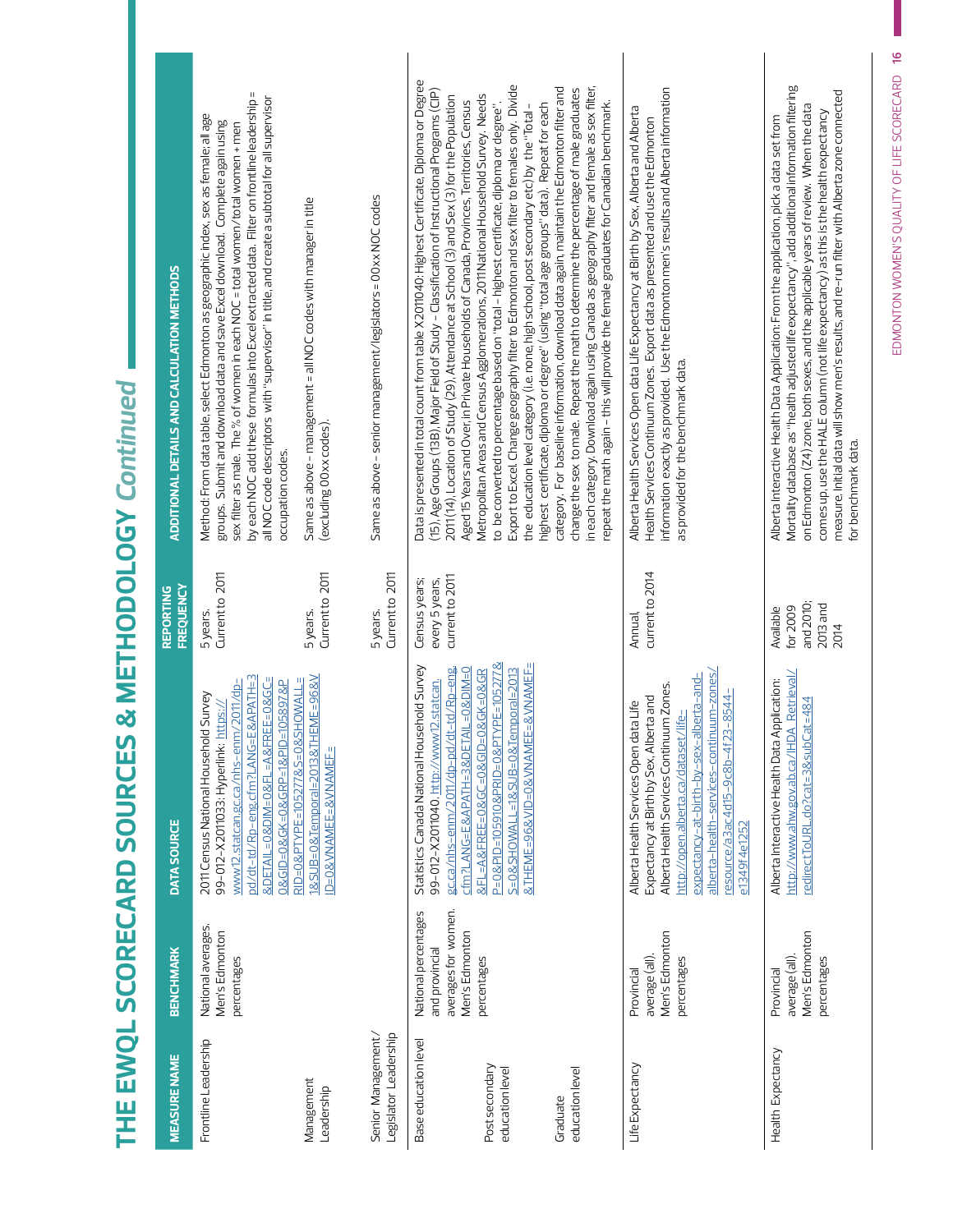# THE EWQL SCORECARD SOURCES & METHODOLOGY *Continued*

| MEASURE NAME | BENCHMARK | DATA SOURCE | REPORTING FREQUENCY | ADDITIONAL DETAILS AND CALCULATION METHODS |
|---|---|---|---|---|
| Frontline Leadership | National averages. Men's Edmonton percentages | 2011 Census National Household Survey 99-012-X2011033: Hyperlink: https://www12.statcan.gc.ca/nhs-enm/2011/dp-pd/dt-td/Rp-eng.cfm?LANG=E&APATH=3&DETAIL=0&DIM=0&FL=A&FREE=0&GC=0&GID=0&GK=0&GRP=1&PID=105897&PRID=0&PTYPE=105277&S=0&SHOWALL=1&SUB=0&Temporal=2013&THEME=96&VID=0&VNAMEE=&VNAMEF= | 5 years. Current to 2011 | Method: From data table, select Edmonton as geographic index, sex as female; all age groups. Submit and download data and save Excel download. Complete again using sex filter as male. The % of women in each NOC = total women/total women + men by each NOC add these formulas into Excel extracted data. Filter on frontline leadership = all NOC code descriptors with "supervisor" in title, and create a subtotal for all supervisor occupation codes. |
| Management Leadership | | | 5 years. Current to 2011 | Same as above – management = all NOC codes with manager in title (excluding 00xx codes). |
| Senior Management/ Legislator Leadership | | | 5 years. Current to 2011 | Same as above – senior management/legislators = 00xx NOC codes |
| Base education level<br><br>Post secondary education level<br><br>Graduate education level | National percentages and provincial averages for women. Men's Edmonton percentages | Statistics Canada National Household Survey 99-012-X2011040. http://www12.statcan.gc.ca/nhs-enm/2011/dp-pd/dt-td/Rp-eng.cfm?LANG=E&APATH=3&DETAIL=0&DIM=0&FL=A&FREE=0&GC=0&GID=0&GK=0&GRP=0&PID=105910&PRID=0&PTYPE=105277&S=0&SHOWALL=1&SUB=0&Temporal=2013&THEME=96&VID=0&VNAMEE=&VNAMEF= | Census years; every 5 years, current to 2011 | Data is presented in total count from table X2011040: Highest Certificate, Diploma or Degree (15), Age Groups (13B), Major Field of Study – Classification of Instructional Programs (CIP) 2011 (14), Location of Study (29), Attendance at School (3) and Sex (3) for the Population Aged 15 Years and Over in Private Households of Canada, Provinces, Territories, Census Metropolitan Areas and Census Agglomerations, 2011 National Household Survey. Needs to be converted to percentage based on "total – highest certificate, diploma or degree". Export to Excel. Change geography filter to Edmonton and sex filter to females only. Divide the education level category (i.e. none, high school, post secondary etc) by the "Total – highest certificate, diploma or degree" (using "total age groups" data). Repeat for each category. For baseline information, download data again, maintain the Edmonton filter and change the sex to male. Repeat the math to determine the percentage of male graduates in each category. Download again using Canada as geography filter and female as sex filter, repeat the math again – this will provide the female graduates for Canadian benchmark. |
| Life Expectancy | Provincial average (all). Men's Edmonton percentages | Alberta Health Services Open data Life Expectancy at Birth by Sex, Alberta and Alberta Health Services Continuum Zones. http://open.alberta.ca/dataset/life-expectancy-at-birth-by-sex-alberta-and-alberta-health-services-continuum-zones/resource/a3ac4d15-9c8b-4f23-8544-e1349f4e1252 | Annual, current to 2014 | Alberta Health Services Open data Life Expectancy at Birth by Sex, Alberta and Alberta Health Services Continuum Zones. Export data as presented and use the Edmonton information exactly as provided. Use the Edmonton men's results and Alberta information as provided for the benchmark data. |
| Health Expectancy | Provincial average (all). Men's Edmonton percentages | Alberta Interactive Health Data Application: http://www.ahw.gov.ab.ca/IHDA_Retrieval/redirectToURL.do?cat=3&subCat=484 | Available for 2009 and 2010; 2013 and 2014 | Alberta Interactive Health Data Application: From the application, pick a data set from Mortality database as "health adjusted life expectancy", add additional information filtering on Edmonton (Z4) zone, both sexes, and the applicable years of review. When the data comes up, use the HALE column (not life expectancy) as this is the health expectancy measure. Initial data will show men's results, and re-run filter with Alberta zone connected for benchmark data. |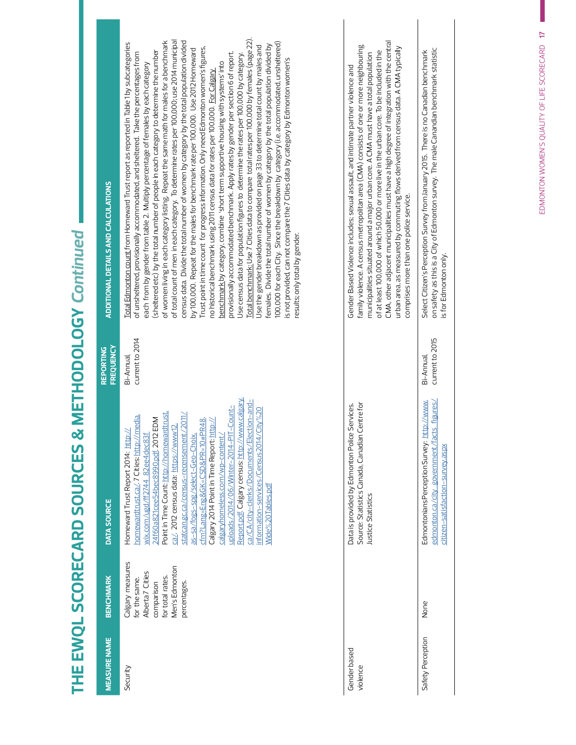# THE EWQL SCORECARD SOURCES & METHODOLOGY *Continued*

| MEASURE NAME | BENCHMARK | DATA SOURCE | REPORTING FREQUENCY | ADDITIONAL DETAILS AND CALCULATIONS |
|---|---|---|---|---|
| Security | Calgary measures for the same. Alberta 7 Cities comparison for total rates. Men's Edmonton percentages. | Homeward Trust Report 2014: http://homewardtrust.ca/. 7 Cities: http://media.wix.com/ugd/ff2744_82ee4dec83f24f60a821cee54bec8990.pdf. 2012 EDM Point in Time Count: http://homewardtrust.ca/. 2012 census data: https://www12.statcan.gc.ca/census-recensement/2011/as-sa/fogs-spg/select-Geo-Choix.cfm?Lang=Eng&GK=CSD&PR=10#PR48. Calgary 2014 Point in Time Report: http://calgaryhomeless.com/wp-content/uploads/2014/06/Winter-2014-PIT-Count-Report.pdf. Calgary census: http://www.calgary.ca/CA/city-clerks/Documents/Election-and-information-services/Census2014/City%20Wide%20Tables.pdf | Bi-Annual, current to 2014 | Total Edmonton count from Homeward Trust report as reported in Table 1 by subcategories of unsheltered, provisionally accommodated, and sheltered. Take the percentages from each from by gender from table 2. Multiply percentage of females by each category (sheltered etc) by the total number of people in each category to determine the number of women living in each category listing. Repeat the same math for males for a benchmark of total count of men in each category. To determine rates per 100,000; use 2014 municipal census data. Divide the total number of women by category by the total population divided by 100,000. Repeat for the males for benchmark rate per 100,000. Use 2012 Homeward Trust point in time count for progress information. Only need Edmonton women's figures, no historical benchmark using 2011 census data for rates per 100,000. For Calgary benchmark by category, combine 'short term supportive housing with systems' into provisionally accommodated benchmark. Apply rates by gender per section 6 of report. Use census data for population figures to determine the rates per 100,000 by category. Total benchmark: Use 7 Cities data to compare total rates per 100,000 by females (page 22). Use the gender breakdown as provided on page 33 to determine total count by males and females. Divide the total number of women by category by the total population divided by 100,000 for each City. Since the breakdown by category (i.e. accommodated, unsheltered) is not provided, can not compare the 7 Cities data by category by Edmonton women's results; only total by gender. |
| Gender based violence | | Data is provided by Edmonton Police Services. Source: Statistics Canada, Canadian Centre for Justice Statistics | | Gender Based Violence includes; sexual assault, and intimate partner violence and family violence. A census metropolitan area (CMA) consists of one or more neighbouring municipalities situated around a major urban core. A CMA must have a total population of at least 100,000 of which 50,000 or more live in the urban core. To be included in the CMA, other adjacent municipalities must have a high degree of integration with the central urban area, as measured by commuting flows derived from census data. A CMA typically comprises more than one police service. |
| Safety Perception | None | Edmontonians Perception Survey: http://www.edmonton.ca/city_government/facts_figures/citizen-satisfaction-survey.aspx | Bi-Annual, current to 2015 | Select Citizen's Perception Survey from January 2015. There is no Canadian benchmark on safety as this is a City of Edmonton survey. The male Canadian benchmark statistic is for Edmonton only. |